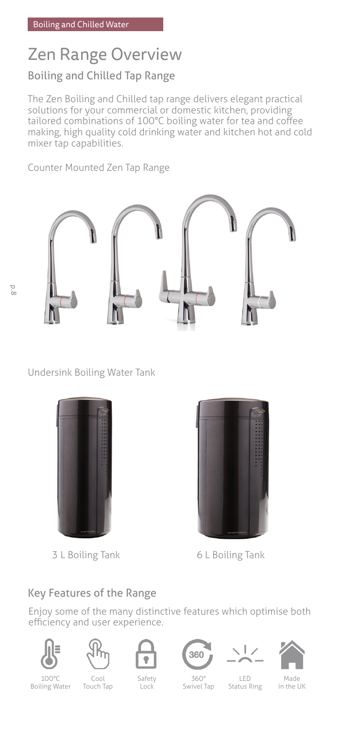Boiling and Chilled Water

# Zen Range Overview

## Boiling and Chilled Tap Range

The Zen Boiling and Chilled tap range delivers elegant practical solutions for your commercial or domestic kitchen, providing tailored combinations of 100°C boiling water for tea and coffee making, high quality cold drinking water and kitchen hot and cold mixer tap capabilities.

Counter Mounted Zen Tap Range

Undersink Boiling Water Tank

3 L Boiling Tank

6 L Boiling Tank

## Key Features of the Range

Enjoy some of the many distinctive features which optimise both efficiency and user experience.

- 100°C Boiling Water
- Cool Touch Tap
- Safety Lock
- 360° Swivel Tap
- LED Status Ring
- Made in the UK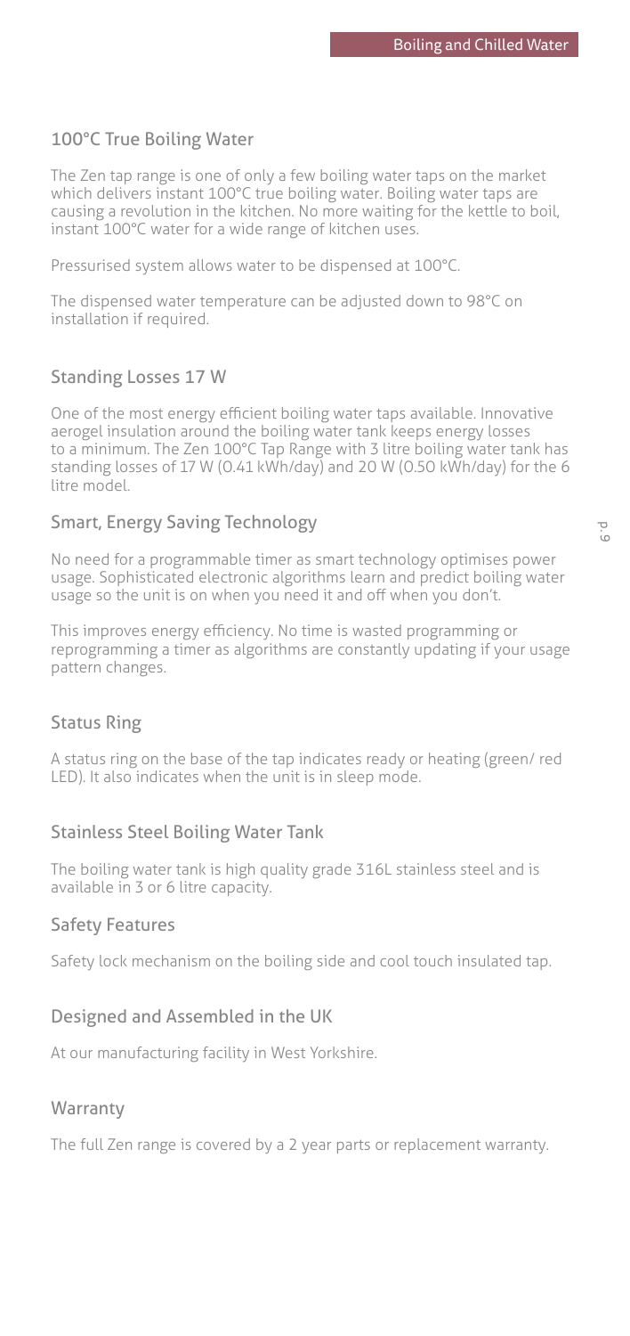## 100°C True Boiling Water

The Zen tap range is one of only a few boiling water taps on the market which delivers instant 100°C true boiling water. Boiling water taps are causing a revolution in the kitchen. No more waiting for the kettle to boil, instant 100°C water for a wide range of kitchen uses.

Pressurised system allows water to be dispensed at 100°C.

The dispensed water temperature can be adjusted down to 98°C on installation if required.

## Standing Losses 17 W

One of the most energy efficient boiling water taps available. Innovative aerogel insulation around the boiling water tank keeps energy losses to a minimum. The Zen 100°C Tap Range with 3 litre boiling water tank has standing losses of 17 W (0.41 kWh/day) and 20 W (0.50 kWh/day) for the 6 litre model.

## Smart, Energy Saving Technology

No need for a programmable timer as smart technology optimises power usage. Sophisticated electronic algorithms learn and predict boiling water usage so the unit is on when you need it and off when you don't.

This improves energy efficiency. No time is wasted programming or reprogramming a timer as algorithms are constantly updating if your usage pattern changes.

## Status Ring

A status ring on the base of the tap indicates ready or heating (green/ red LED). It also indicates when the unit is in sleep mode.

## Stainless Steel Boiling Water Tank

The boiling water tank is high quality grade 316L stainless steel and is available in 3 or 6 litre capacity.

## Safety Features

Safety lock mechanism on the boiling side and cool touch insulated tap.

## Designed and Assembled in the UK

At our manufacturing facility in West Yorkshire.

## Warranty

The full Zen range is covered by a 2 year parts or replacement warranty.